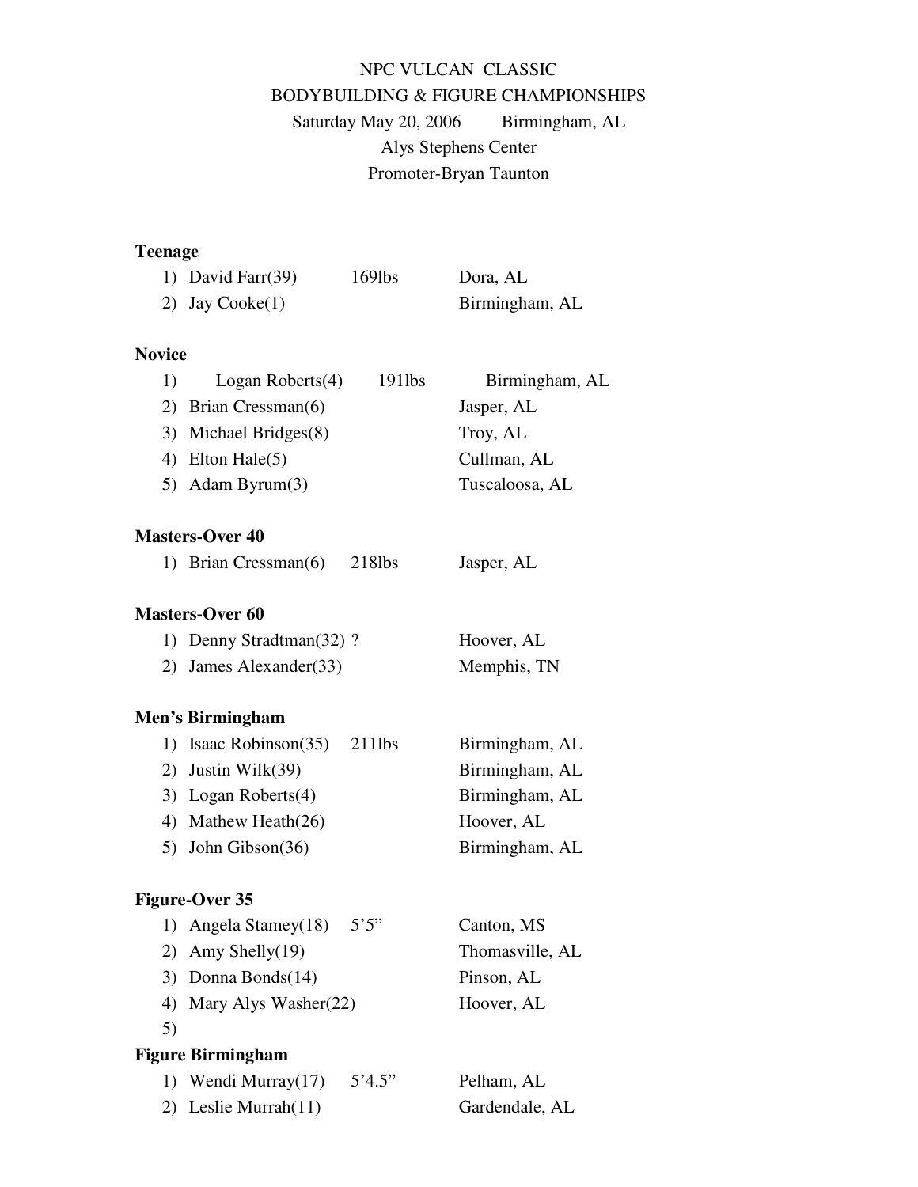NPC VULCAN CLASSIC
BODYBUILDING & FIGURE CHAMPIONSHIPS
Saturday May 20, 2006 Birmingham, AL
Alys Stephens Center
Promoter-Bryan Taunton

**Teenage**

1) David Farr(39) 169lbs Dora, AL
2) Jay Cooke(1) Birmingham, AL

**Novice**

1) Logan Roberts(4) 191lbs Birmingham, AL
2) Brian Cressman(6) Jasper, AL
3) Michael Bridges(8) Troy, AL
4) Elton Hale(5) Cullman, AL
5) Adam Byrum(3) Tuscaloosa, AL

**Masters-Over 40**

1) Brian Cressman(6) 218lbs Jasper, AL

**Masters-Over 60**

1) Denny Stradtman(32) ? Hoover, AL
2) James Alexander(33) Memphis, TN

**Men's Birmingham**

1) Isaac Robinson(35) 211lbs Birmingham, AL
2) Justin Wilk(39) Birmingham, AL
3) Logan Roberts(4) Birmingham, AL
4) Mathew Heath(26) Hoover, AL
5) John Gibson(36) Birmingham, AL

**Figure-Over 35**

1) Angela Stamey(18) 5'5" Canton, MS
2) Amy Shelly(19) Thomasville, AL
3) Donna Bonds(14) Pinson, AL
4) Mary Alys Washer(22) Hoover, AL
5)

**Figure Birmingham**

1) Wendi Murray(17) 5'4.5" Pelham, AL
2) Leslie Murrah(11) Gardendale, AL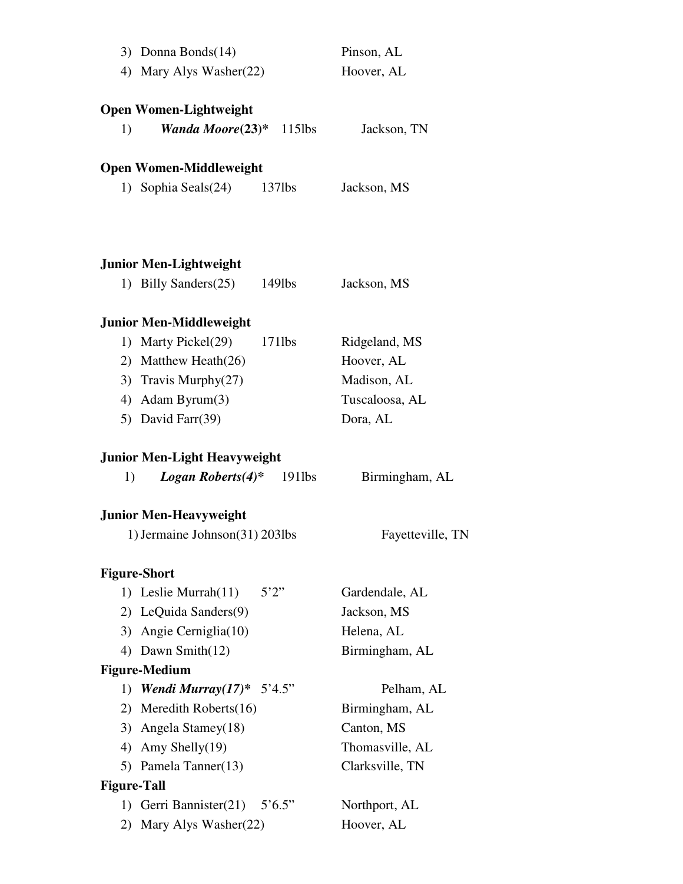3) Donna Bonds(14) Pinson, AL
4) Mary Alys Washer(22) Hoover, AL

**Open Women-Lightweight**

1) ***Wanda Moore*(23)*** 115lbs Jackson, TN

**Open Women-Middleweight**

1) Sophia Seals(24) 137lbs Jackson, MS

**Junior Men-Lightweight**

1) Billy Sanders(25) 149lbs Jackson, MS

**Junior Men-Middleweight**

1) Marty Pickel(29) 171lbs Ridgeland, MS
2) Matthew Heath(26) Hoover, AL
3) Travis Murphy(27) Madison, AL
4) Adam Byrum(3) Tuscaloosa, AL
5) David Farr(39) Dora, AL

**Junior Men-Light Heavyweight**

1) ***Logan Roberts(4)**** 191lbs Birmingham, AL

**Junior Men-Heavyweight**

1) Jermaine Johnson(31) 203lbs Fayetteville, TN

**Figure-Short**

1) Leslie Murrah(11) 5'2" Gardendale, AL
2) LeQuida Sanders(9) Jackson, MS
3) Angie Cerniglia(10) Helena, AL
4) Dawn Smith(12) Birmingham, AL

**Figure-Medium**

1) ***Wendi Murray(17)**** 5'4.5" Pelham, AL
2) Meredith Roberts(16) Birmingham, AL
3) Angela Stamey(18) Canton, MS
4) Amy Shelly(19) Thomasville, AL
5) Pamela Tanner(13) Clarksville, TN

**Figure-Tall**

1) Gerri Bannister(21) 5'6.5" Northport, AL
2) Mary Alys Washer(22) Hoover, AL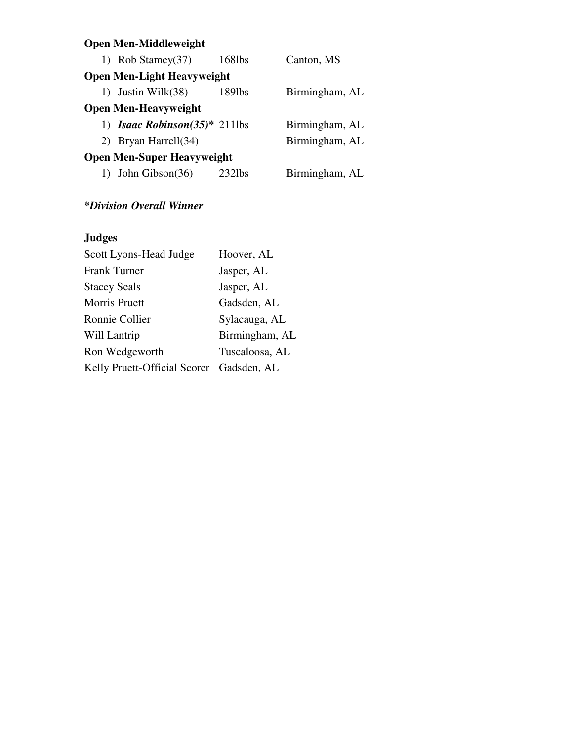**Open Men-Middleweight**

1) Rob Stamey(37) 168lbs Canton, MS

**Open Men-Light Heavyweight**

1) Justin Wilk(38) 189lbs Birmingham, AL

**Open Men-Heavyweight**

1) ***Isaac Robinson(35)**** 211lbs Birmingham, AL
2) Bryan Harrell(34) Birmingham, AL

**Open Men-Super Heavyweight**

1) John Gibson(36) 232lbs Birmingham, AL

***\*Division Overall Winner***

**Judges**

| | |
|---|---|
| Scott Lyons-Head Judge | Hoover, AL |
| Frank Turner | Jasper, AL |
| Stacey Seals | Jasper, AL |
| Morris Pruett | Gadsden, AL |
| Ronnie Collier | Sylacauga, AL |
| Will Lantrip | Birmingham, AL |
| Ron Wedgeworth | Tuscaloosa, AL |
| Kelly Pruett-Official Scorer | Gadsden, AL |